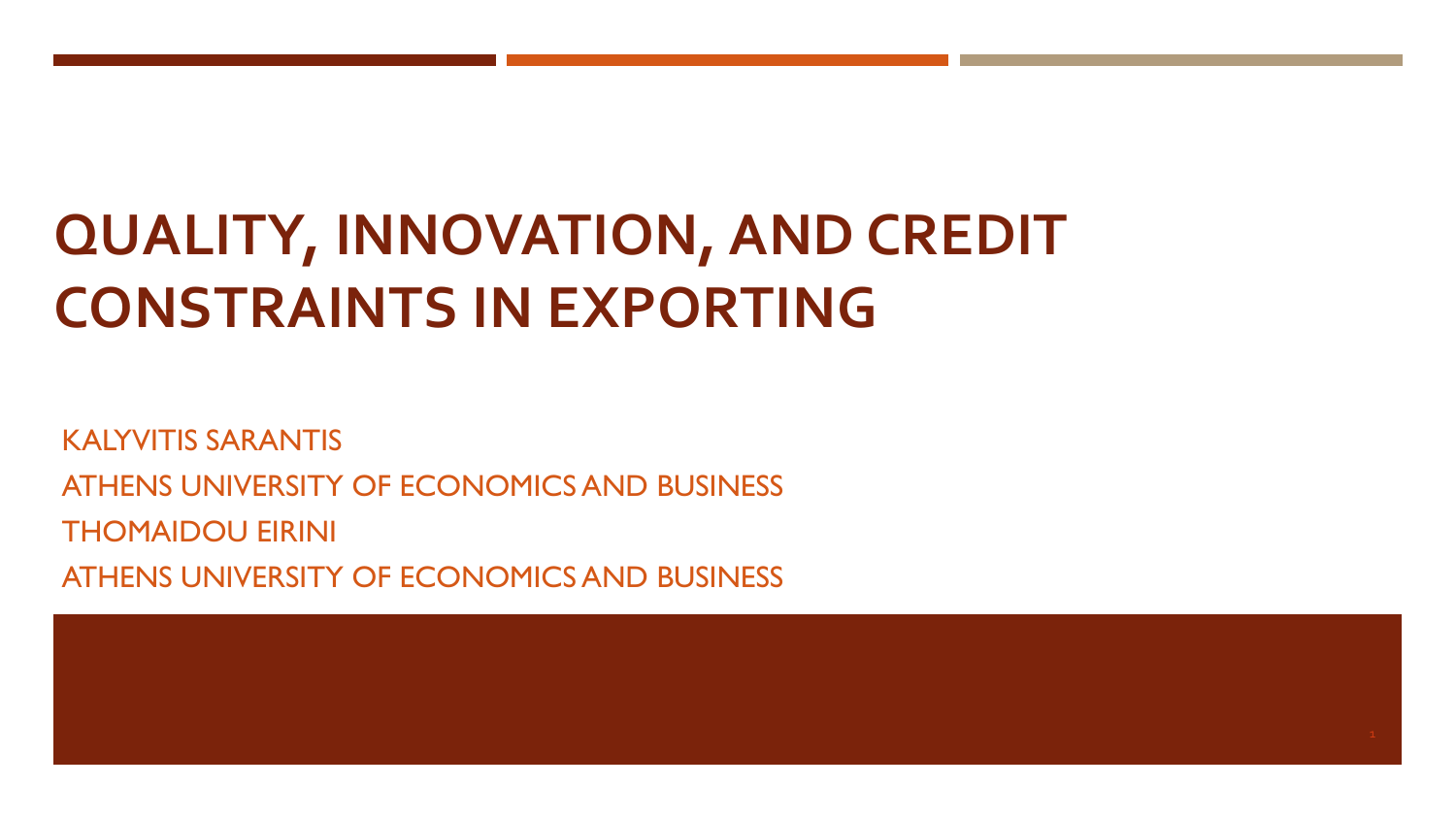# QUALITY, INNOVATION, AND CREDIT CONSTRAINTS IN EXPORTING

KALYVITIS SARANTIS

ATHENS UNIVERSITY OF ECONOMICS AND BUSINESS

THOMAIDOU EIRINI

ATHENS UNIVERSITY OF ECONOMICS AND BUSINESS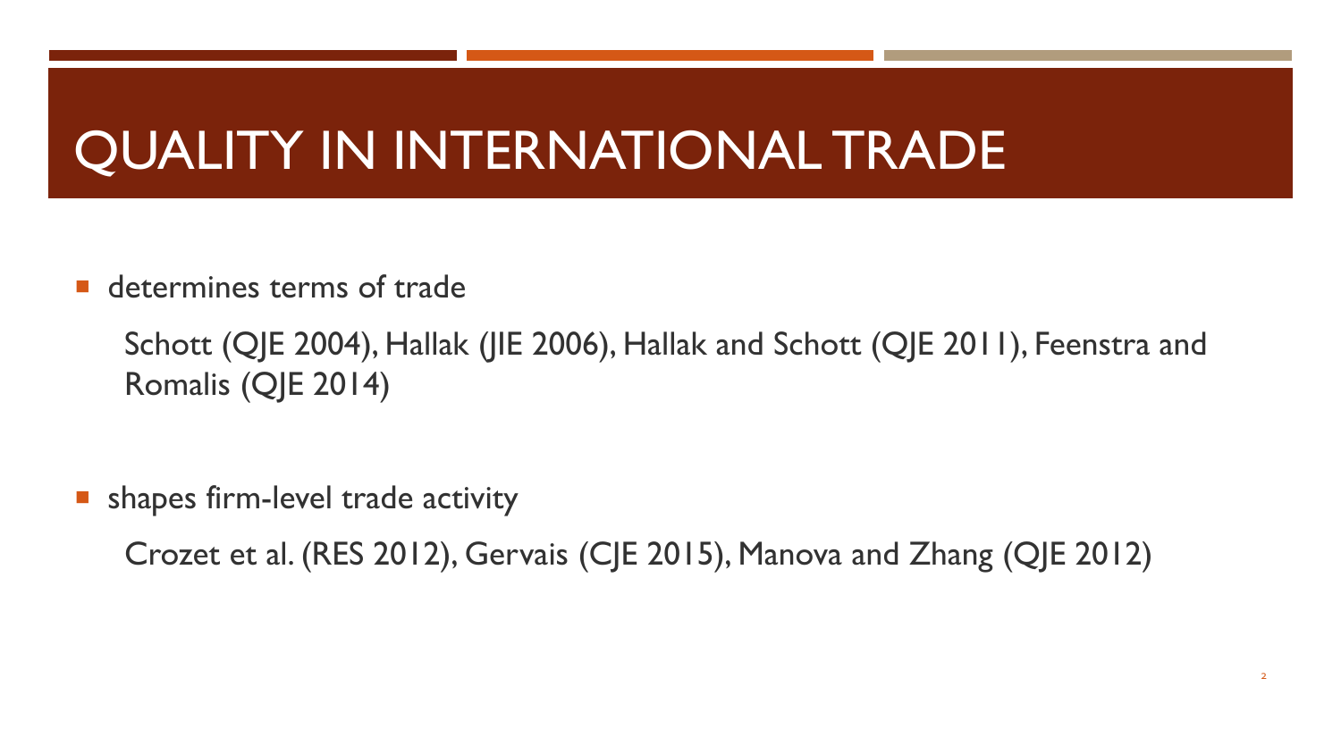# QUALITY IN INTERNATIONAL TRADE

- determines terms of trade

  Schott (QJE 2004), Hallak (JIE 2006), Hallak and Schott (QJE 2011), Feenstra and Romalis (QJE 2014)

- shapes firm-level trade activity

  Crozet et al. (RES 2012), Gervais (CJE 2015), Manova and Zhang (QJE 2012)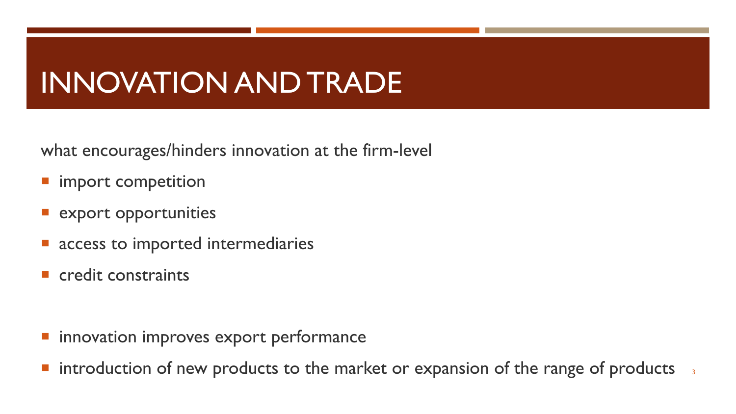# INNOVATION AND TRADE

what encourages/hinders innovation at the firm-level

- import competition
- export opportunities
- access to imported intermediaries
- credit constraints

- innovation improves export performance
- introduction of new products to the market or expansion of the range of products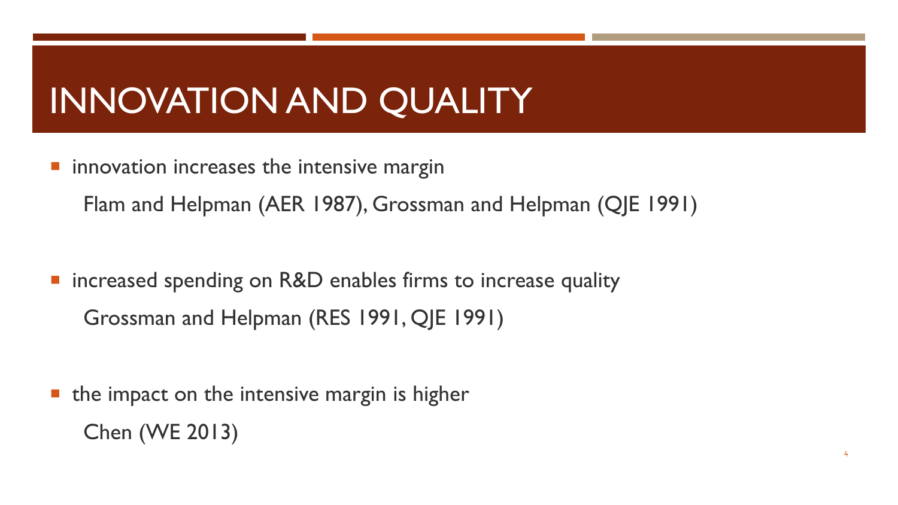# INNOVATION AND QUALITY

- innovation increases the intensive margin

  Flam and Helpman (AER 1987), Grossman and Helpman (QJE 1991)

- increased spending on R&D enables firms to increase quality

  Grossman and Helpman (RES 1991, QJE 1991)

- the impact on the intensive margin is higher

  Chen (WE 2013)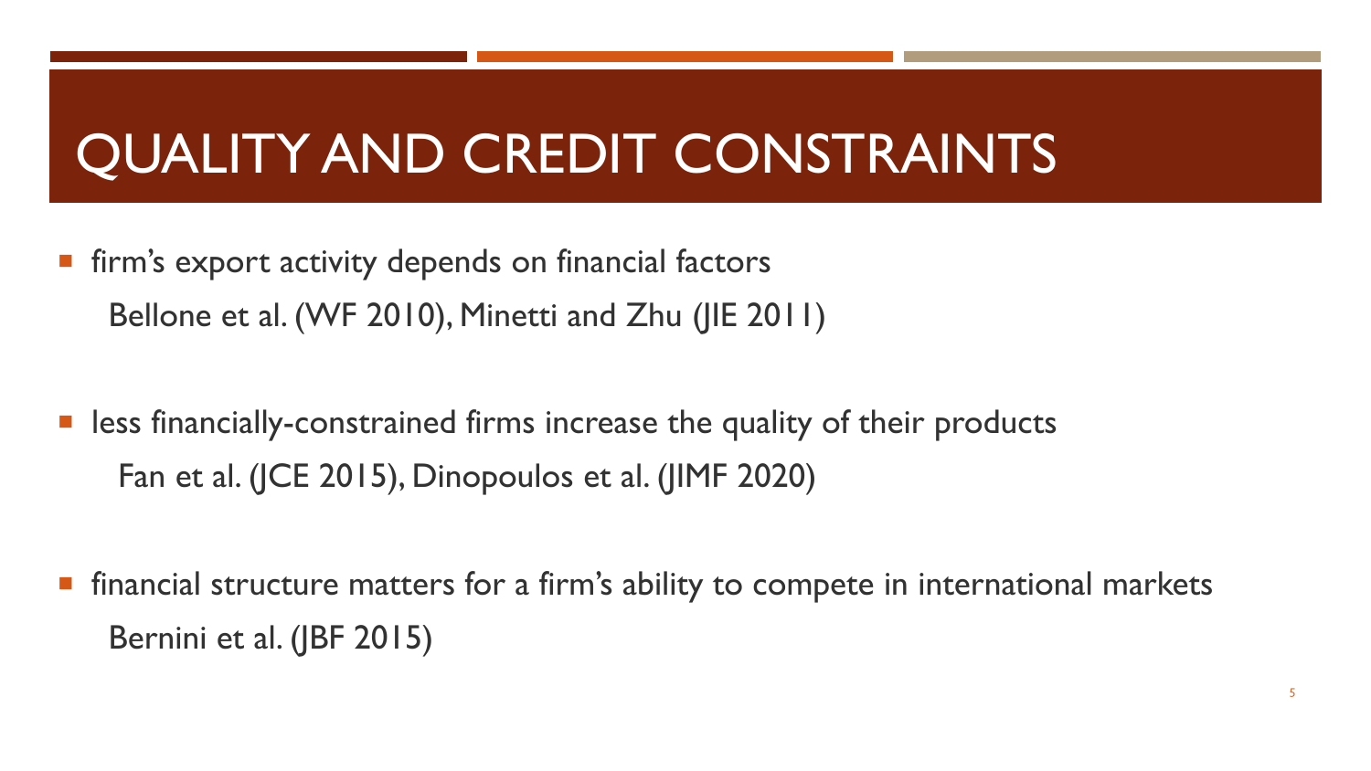# QUALITY AND CREDIT CONSTRAINTS

- firm's export activity depends on financial factors

  Bellone et al. (WF 2010), Minetti and Zhu (JIE 2011)

- less financially-constrained firms increase the quality of their products

  Fan et al. (JCE 2015), Dinopoulos et al. (JIMF 2020)

- financial structure matters for a firm's ability to compete in international markets

  Bernini et al. (JBF 2015)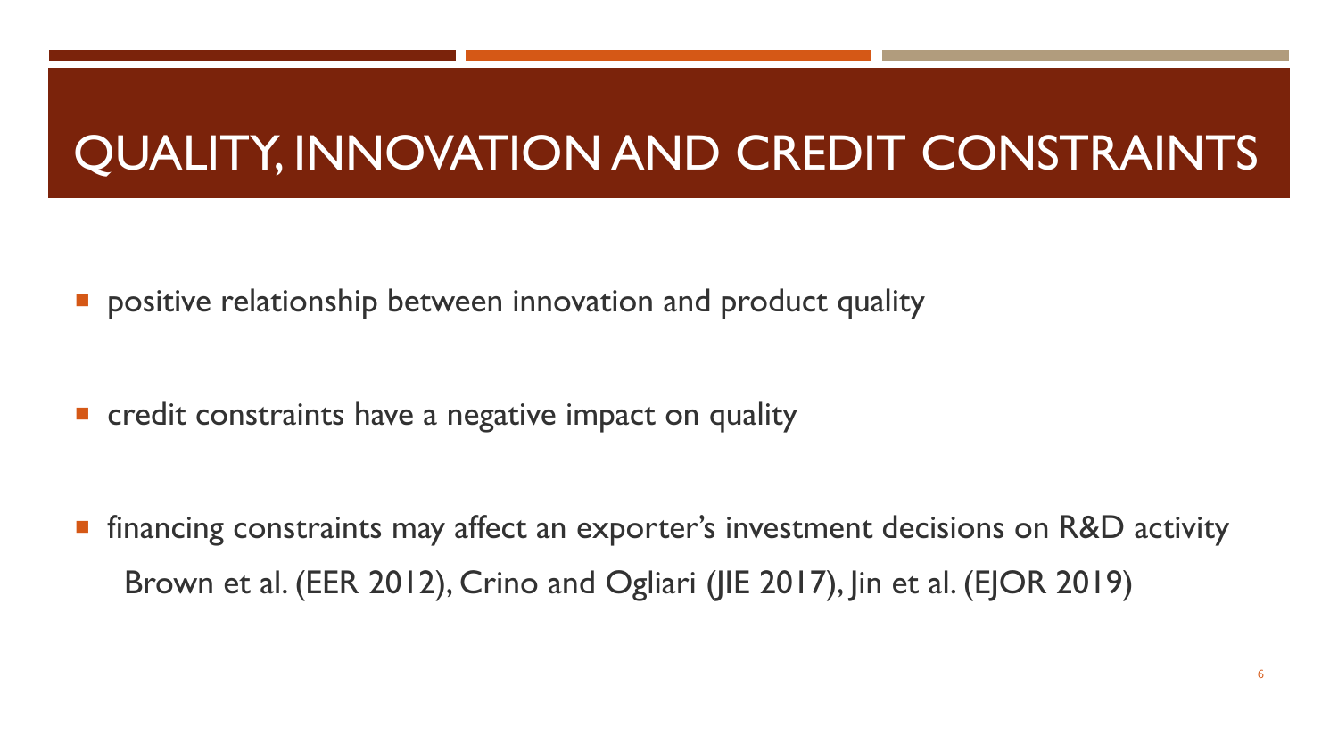# QUALITY, INNOVATION AND CREDIT CONSTRAINTS

- positive relationship between innovation and product quality

- credit constraints have a negative impact on quality

- financing constraints may affect an exporter's investment decisions on R&D activity
  Brown et al. (EER 2012), Crino and Ogliari (JIE 2017), Jin et al. (EJOR 2019)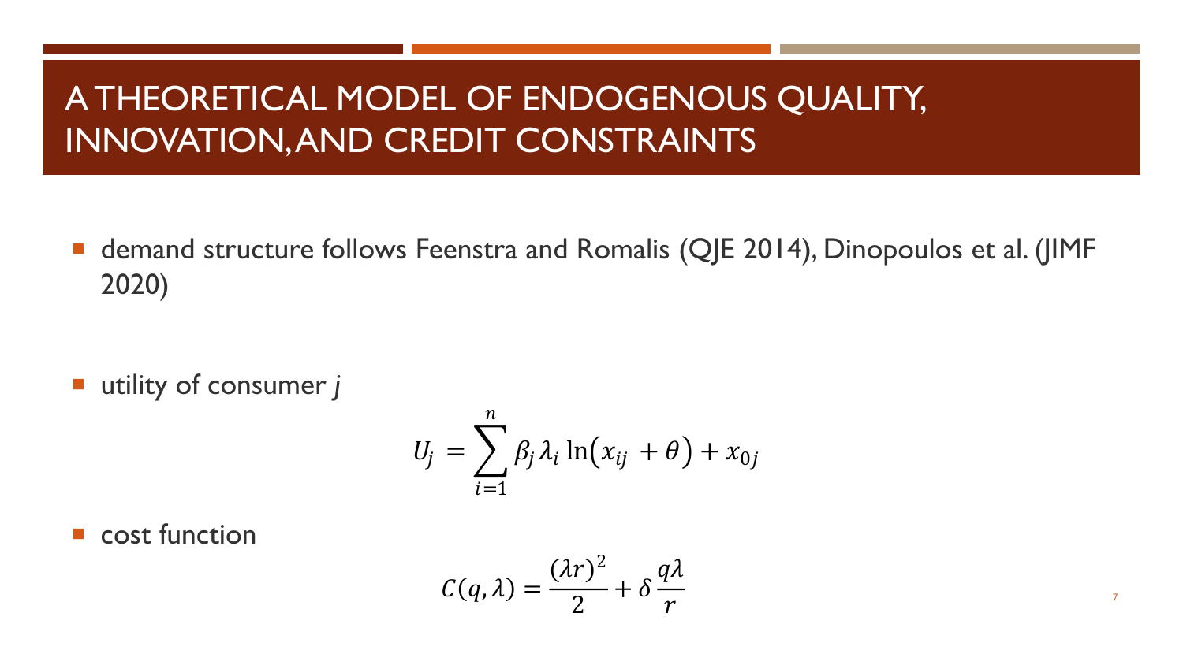# A THEORETICAL MODEL OF ENDOGENOUS QUALITY, INNOVATION, AND CREDIT CONSTRAINTS

- demand structure follows Feenstra and Romalis (QJE 2014), Dinopoulos et al. (JIMF 2020)

- utility of consumer *j*

$$U_j = \sum_{i=1}^{n} \beta_j \lambda_i \ln\left(x_{ij} + \theta\right) + x_{0j}$$

- cost function

$$C(q, \lambda) = \frac{(\lambda r)^2}{2} + \delta \frac{q\lambda}{r}$$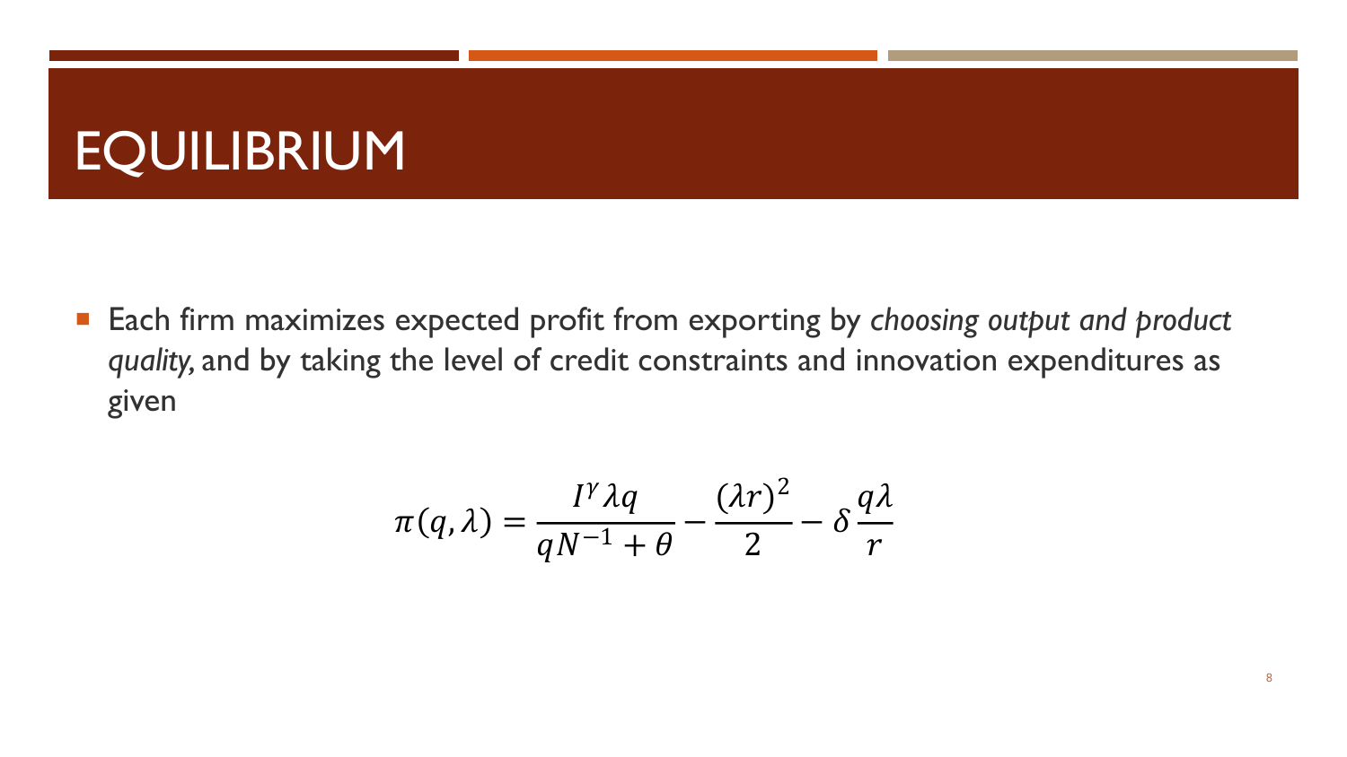# EQUILIBRIUM

- Each firm maximizes expected profit from exporting by *choosing output and product quality,* and by taking the level of credit constraints and innovation expenditures as given

$$\pi(q, \lambda) = \frac{I^{\gamma} \lambda q}{q N^{-1} + \theta} - \frac{(\lambda r)^2}{2} - \delta \frac{q \lambda}{r}$$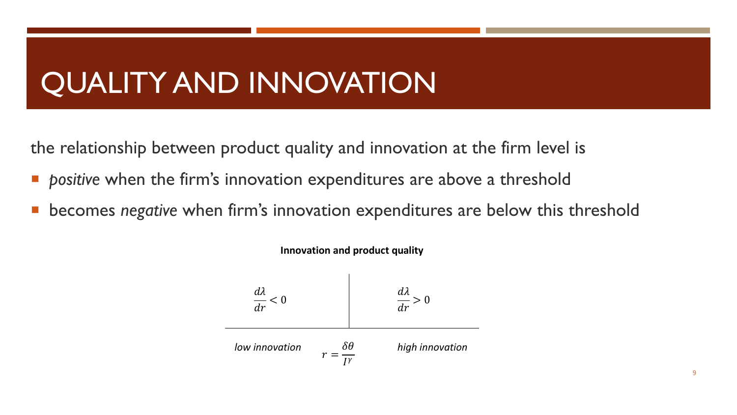# QUALITY AND INNOVATION

the relationship between product quality and innovation at the firm level is

- *positive* when the firm's innovation expenditures are above a threshold
- becomes *negative* when firm's innovation expenditures are below this threshold

**Innovation and product quality**

| $\frac{d\lambda}{dr} < 0$ | $\frac{d\lambda}{dr} > 0$ |
|---|---|
| *low innovation* | *high innovation* |

$$r = \frac{\delta\theta}{I^{\gamma}}$$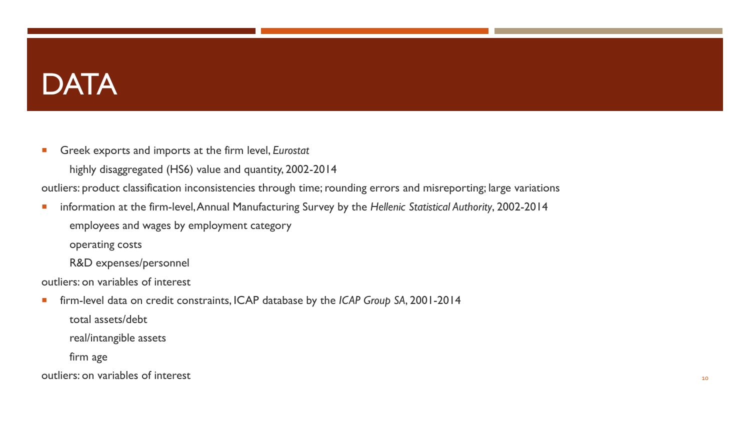# DATA

- Greek exports and imports at the firm level, *Eurostat*

  highly disaggregated (HS6) value and quantity, 2002-2014

outliers: product classification inconsistencies through time; rounding errors and misreporting; large variations

- information at the firm-level, Annual Manufacturing Survey by the *Hellenic Statistical Authority*, 2002-2014

  employees and wages by employment category

  operating costs

  R&D expenses/personnel

outliers: on variables of interest

- firm-level data on credit constraints, ICAP database by the *ICAP Group SA*, 2001-2014

  total assets/debt

  real/intangible assets

  firm age

outliers: on variables of interest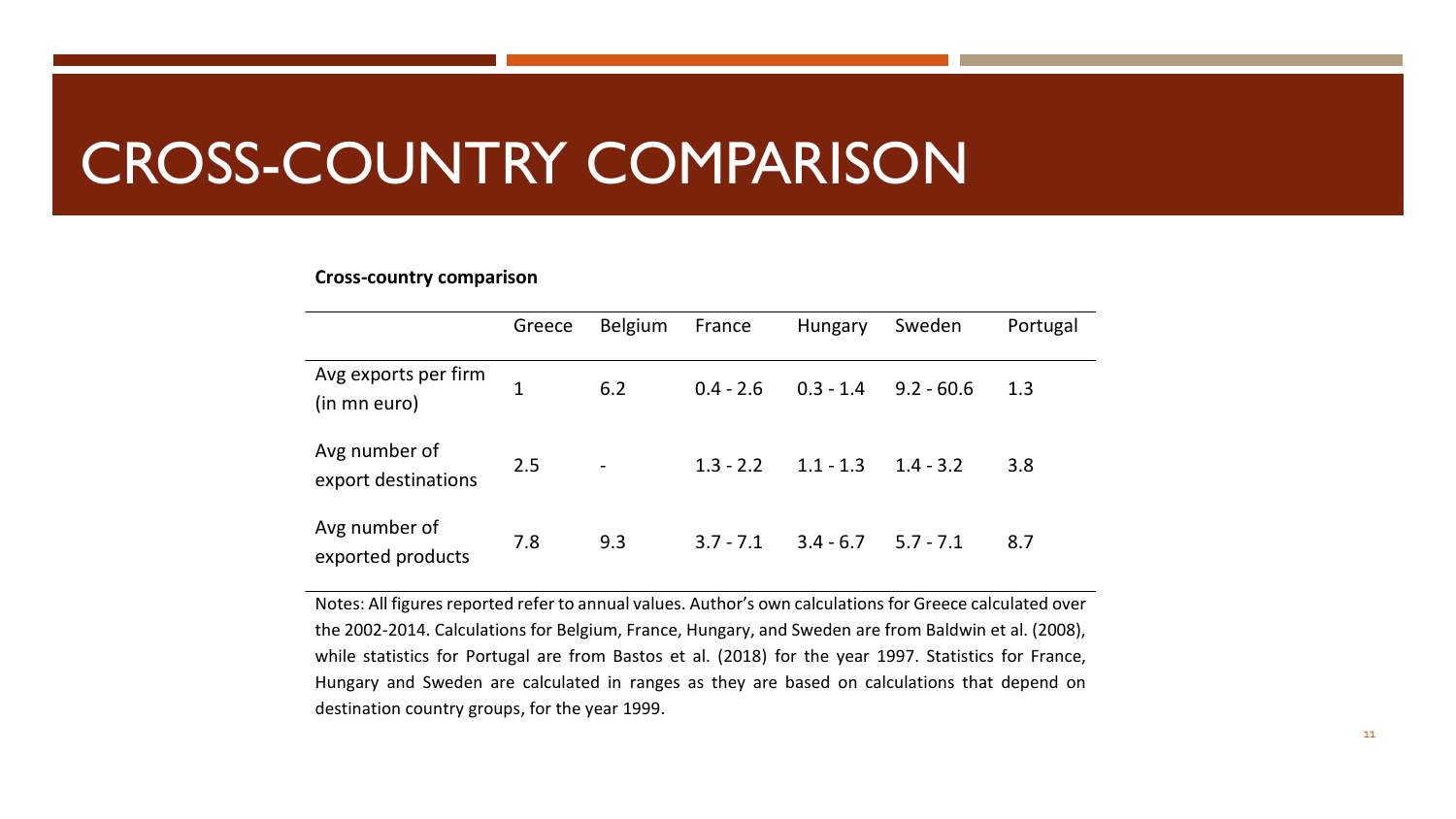# CROSS-COUNTRY COMPARISON

**Cross-country comparison**

| | Greece | Belgium | France | Hungary | Sweden | Portugal |
|---|---|---|---|---|---|---|
| Avg exports per firm (in mn euro) | 1 | 6.2 | 0.4 - 2.6 | 0.3 - 1.4 | 9.2 - 60.6 | 1.3 |
| Avg number of export destinations | 2.5 | - | 1.3 - 2.2 | 1.1 - 1.3 | 1.4 - 3.2 | 3.8 |
| Avg number of exported products | 7.8 | 9.3 | 3.7 - 7.1 | 3.4 - 6.7 | 5.7 - 7.1 | 8.7 |

Notes: All figures reported refer to annual values. Author's own calculations for Greece calculated over the 2002-2014. Calculations for Belgium, France, Hungary, and Sweden are from Baldwin et al. (2008), while statistics for Portugal are from Bastos et al. (2018) for the year 1997. Statistics for France, Hungary and Sweden are calculated in ranges as they are based on calculations that depend on destination country groups, for the year 1999.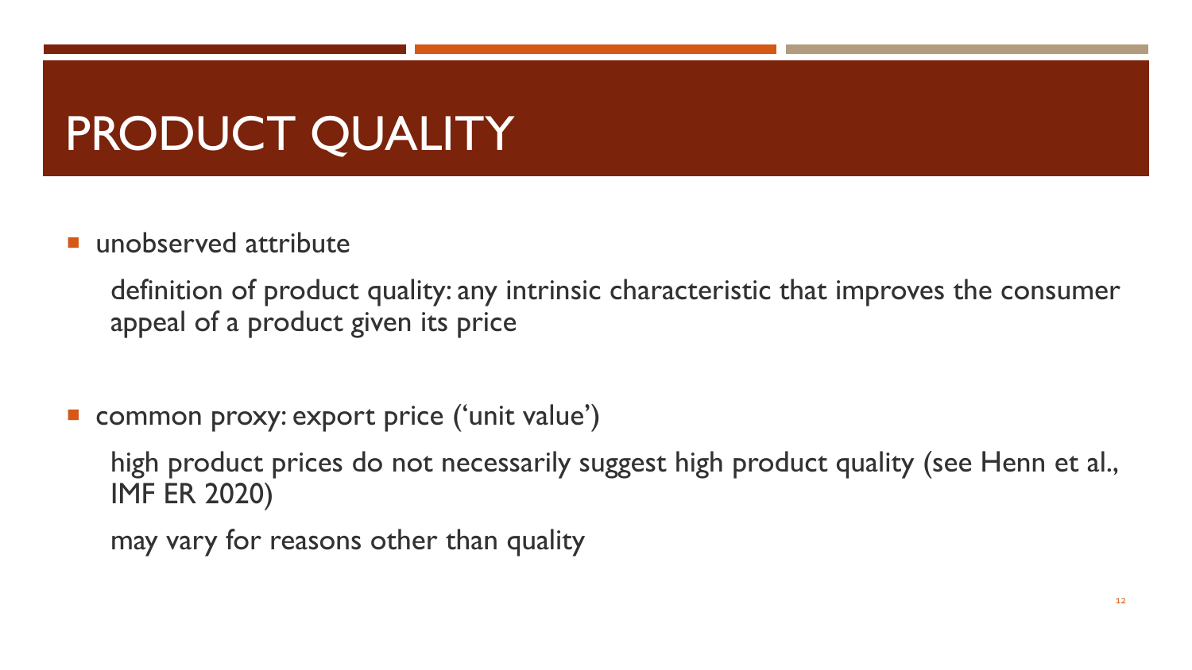# PRODUCT QUALITY

- unobserved attribute

  definition of product quality: any intrinsic characteristic that improves the consumer appeal of a product given its price

- common proxy: export price ('unit value')

  high product prices do not necessarily suggest high product quality (see Henn et al., IMF ER 2020)

  may vary for reasons other than quality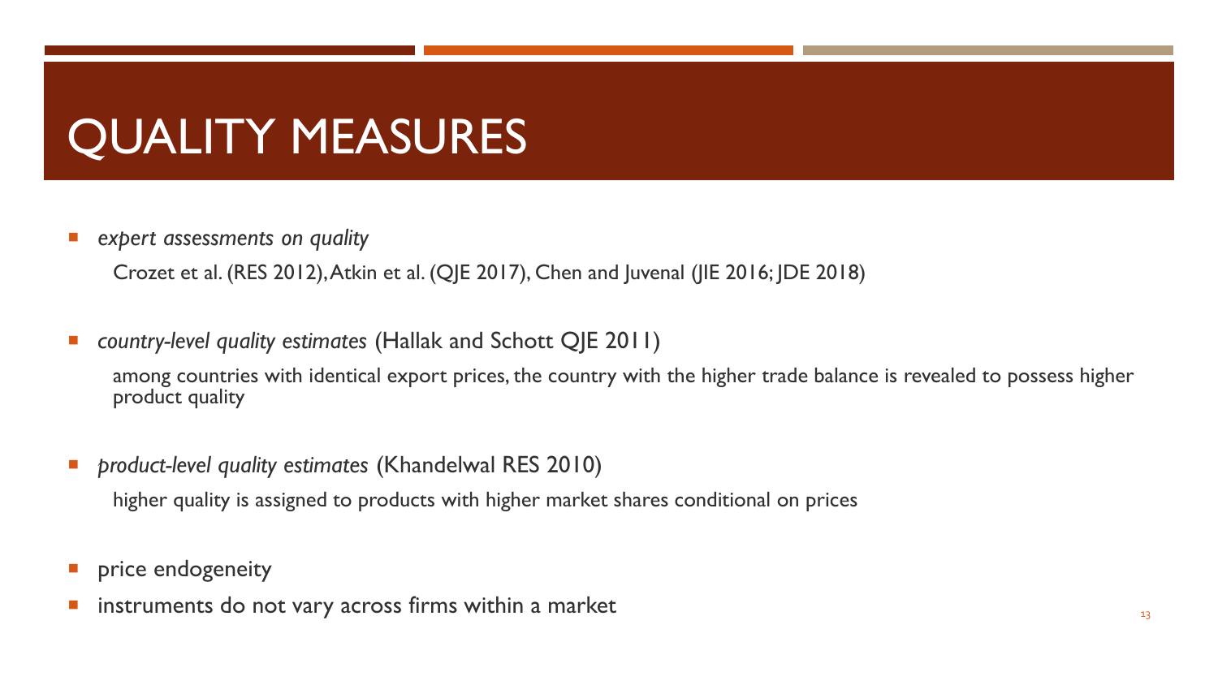# QUALITY MEASURES

- *expert assessments on quality*

  Crozet et al. (RES 2012), Atkin et al. (QJE 2017), Chen and Juvenal (JIE 2016; JDE 2018)

- *country-level quality estimates* (Hallak and Schott QJE 2011)

  among countries with identical export prices, the country with the higher trade balance is revealed to possess higher product quality

- *product-level quality estimates* (Khandelwal RES 2010)

  higher quality is assigned to products with higher market shares conditional on prices

- price endogeneity
- instruments do not vary across firms within a market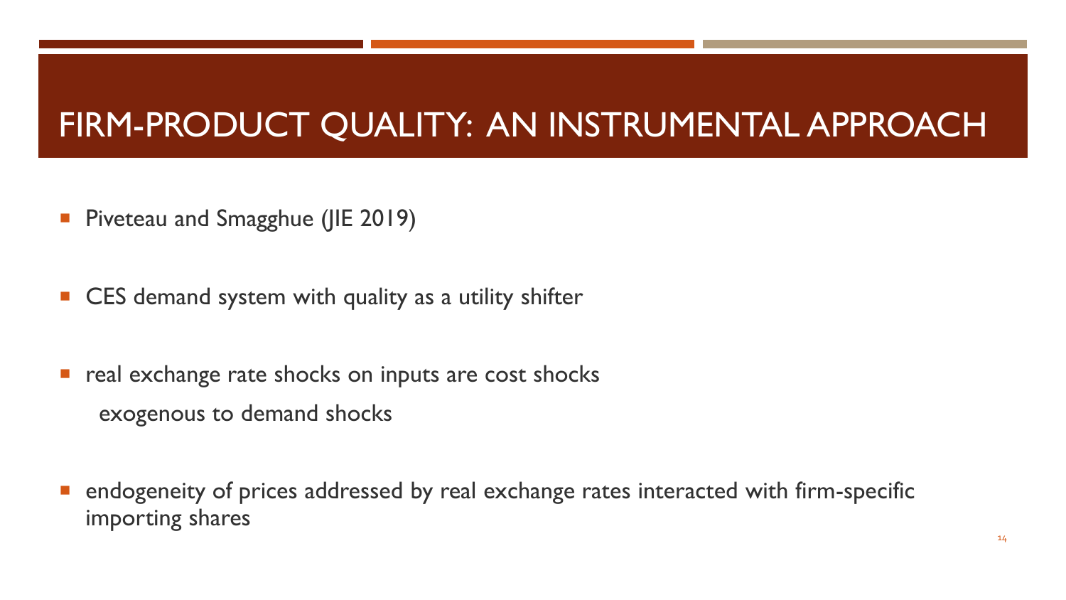# FIRM-PRODUCT QUALITY: AN INSTRUMENTAL APPROACH

- Piveteau and Smagghue (JIE 2019)

- CES demand system with quality as a utility shifter

- real exchange rate shocks on inputs are cost shocks
  exogenous to demand shocks

- endogeneity of prices addressed by real exchange rates interacted with firm-specific importing shares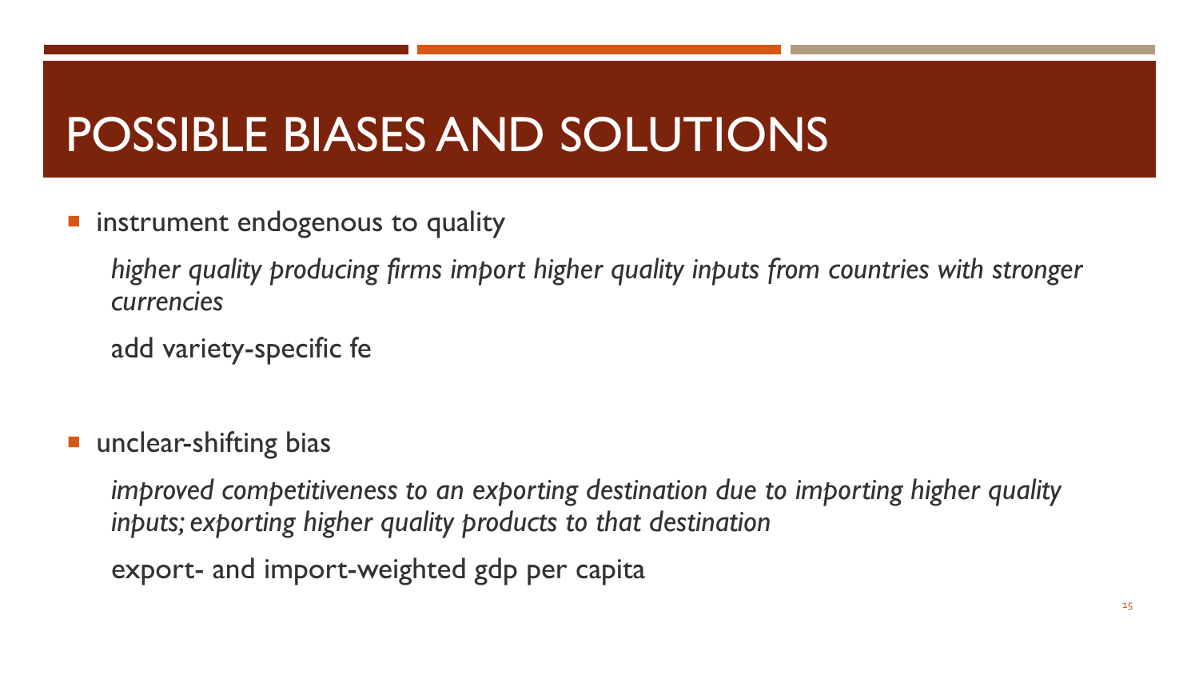# POSSIBLE BIASES AND SOLUTIONS

- instrument endogenous to quality

  *higher quality producing firms import higher quality inputs from countries with stronger currencies*

  add variety-specific fe

- unclear-shifting bias

  *improved competitiveness to an exporting destination due to importing higher quality inputs; exporting higher quality products to that destination*

  export- and import-weighted gdp per capita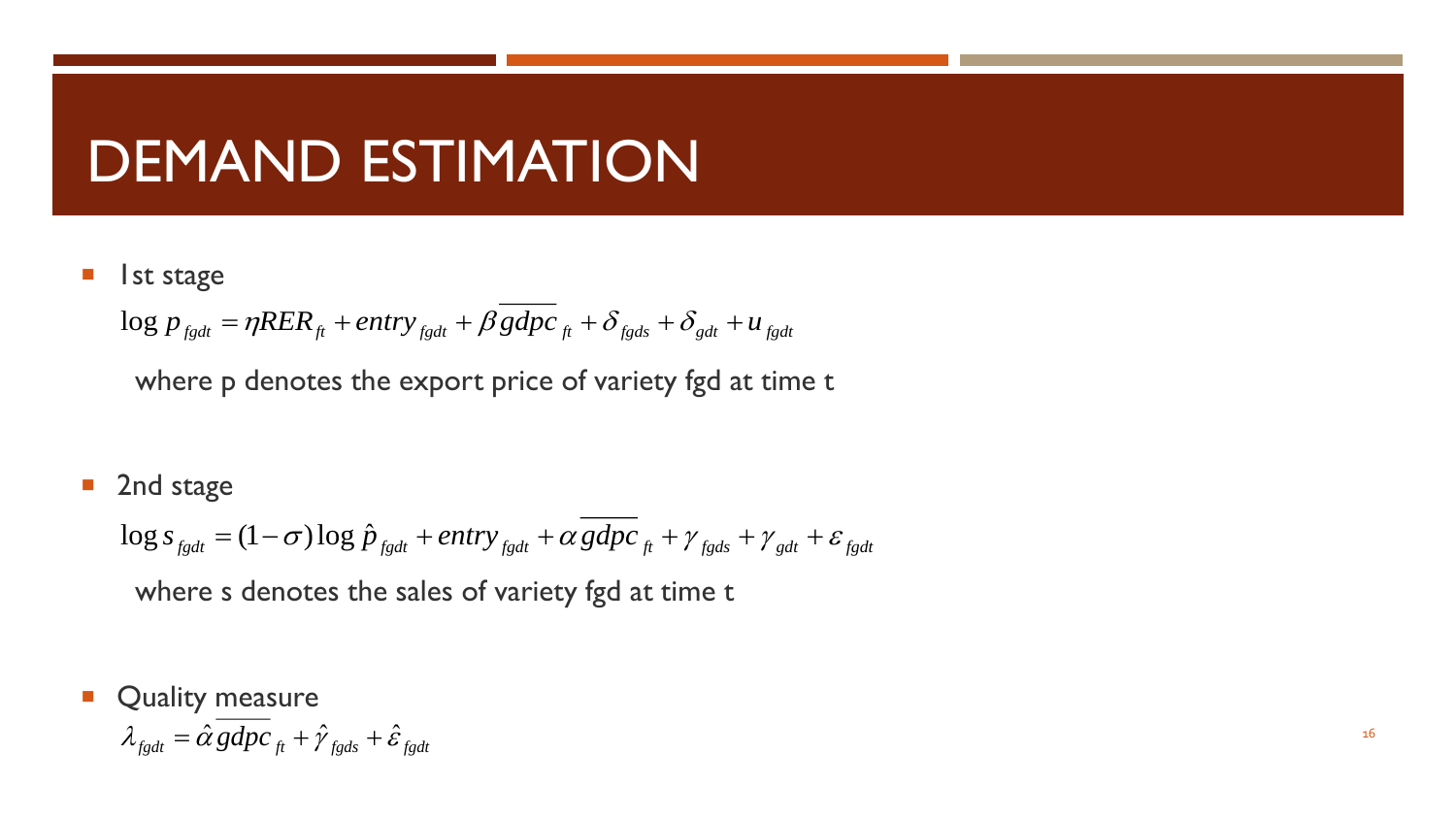# DEMAND ESTIMATION

- 1st stage

  $$\log p_{fgdt} = \eta RER_{ft} + entry_{fgdt} + \beta \overline{gdpc}_{ft} + \delta_{fgds} + \delta_{gdt} + u_{fgdt}$$

  where p denotes the export price of variety fgd at time t

- 2nd stage

  $$\log s_{fgdt} = (1-\sigma)\log \hat{p}_{fgdt} + entry_{fgdt} + \alpha \overline{gdpc}_{ft} + \gamma_{fgds} + \gamma_{gdt} + \varepsilon_{fgdt}$$

  where s denotes the sales of variety fgd at time t

- Quality measure

  $$\lambda_{fgdt} = \hat{\alpha}\,\overline{gdpc}_{ft} + \hat{\gamma}_{fgds} + \hat{\varepsilon}_{fgdt}$$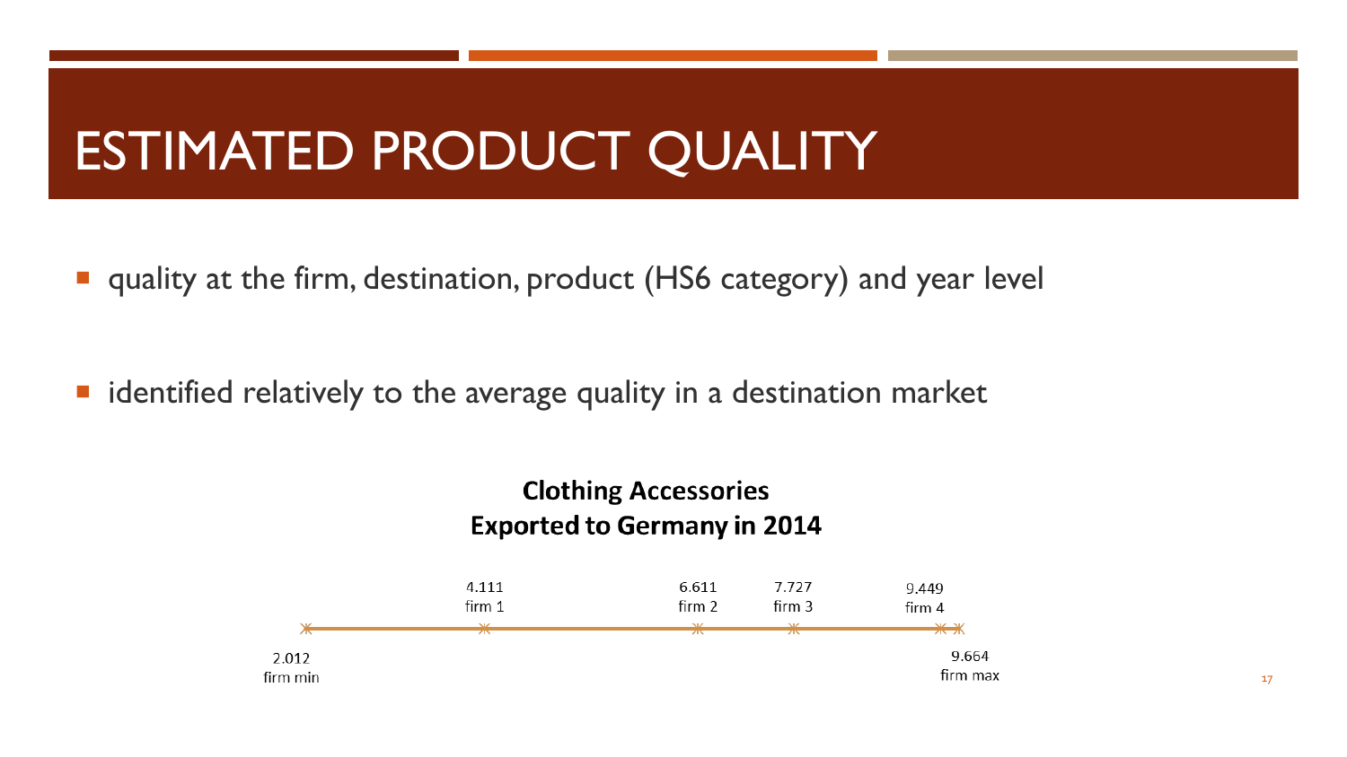# ESTIMATED PRODUCT QUALITY

- quality at the firm, destination, product (HS6 category) and year level

- identified relatively to the average quality in a destination market

**Clothing Accessories**
**Exported to Germany in 2014**

| firm min | firm 1 | firm 2 | firm 3 | firm 4 | firm max |
|---|---|---|---|---|---|
| 2.012 | 4.111 | 6.611 | 7.727 | 9.449 | 9.664 |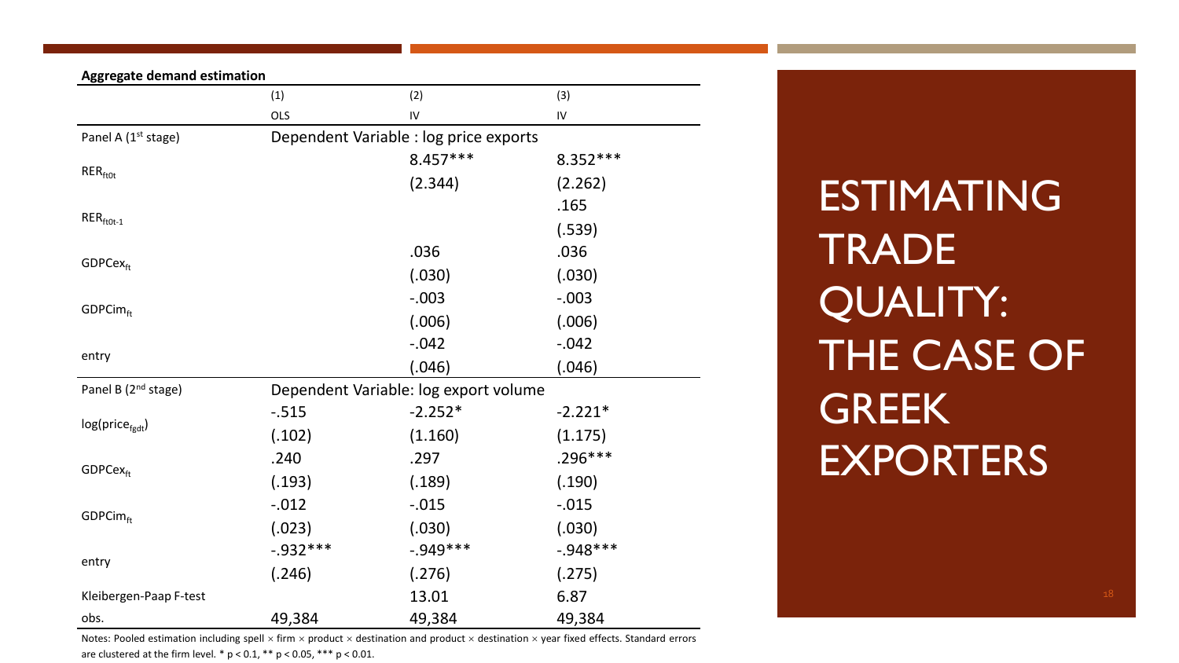# ESTIMATING TRADE QUALITY: THE CASE OF GREEK EXPORTERS

**Aggregate demand estimation**

| | (1) | (2) | (3) |
|---|---|---|---|
| | OLS | IV | IV |
| Panel A (1st stage) | Dependent Variable : log price exports | | |
| $RER_{ft0t}$ | | 8.457*** | 8.352*** |
| | | (2.344) | (2.262) |
| $RER_{ft0t-1}$ | | | .165 |
| | | | (.539) |
| $GDPCex_{ft}$ | | .036 | .036 |
| | | (.030) | (.030) |
| $GDPCim_{ft}$ | | -.003 | -.003 |
| | | (.006) | (.006) |
| entry | | -.042 | -.042 |
| | | (.046) | (.046) |
| Panel B (2nd stage) | Dependent Variable: log export volume | | |
| $\log(price_{fgdt})$ | -.515 | -2.252* | -2.221* |
| | (.102) | (1.160) | (1.175) |
| $GDPCex_{ft}$ | .240 | .297 | .296*** |
| | (.193) | (.189) | (.190) |
| $GDPCim_{ft}$ | -.012 | -.015 | -.015 |
| | (.023) | (.030) | (.030) |
| entry | -.932*** | -.949*** | -.948*** |
| | (.246) | (.276) | (.275) |
| Kleibergen-Paap F-test | | 13.01 | 6.87 |
| obs. | 49,384 | 49,384 | 49,384 |

Notes: Pooled estimation including spell × firm × product × destination and product × destination × year fixed effects. Standard errors are clustered at the firm level. * $p < 0.1$, ** $p < 0.05$, *** $p < 0.01$.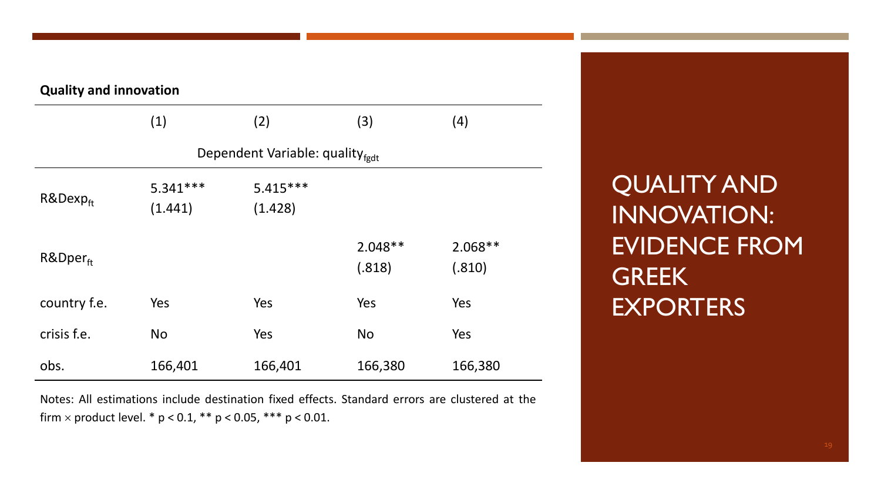# QUALITY AND INNOVATION: EVIDENCE FROM GREEK EXPORTERS

**Quality and innovation**

| | (1) | (2) | (3) | (4) |
|---|---|---|---|---|
| | Dependent Variable: $quality_{fgdt}$ | | | |
| $R\&Dexp_{ft}$ | 5.341*** (1.441) | 5.415*** (1.428) | | |
| $R\&Dper_{ft}$ | | | 2.048** (.818) | 2.068** (.810) |
| country f.e. | Yes | Yes | Yes | Yes |
| crisis f.e. | No | Yes | No | Yes |
| obs. | 166,401 | 166,401 | 166,380 | 166,380 |

Notes: All estimations include destination fixed effects. Standard errors are clustered at the firm × product level. * $p < 0.1$, ** $p < 0.05$, *** $p < 0.01$.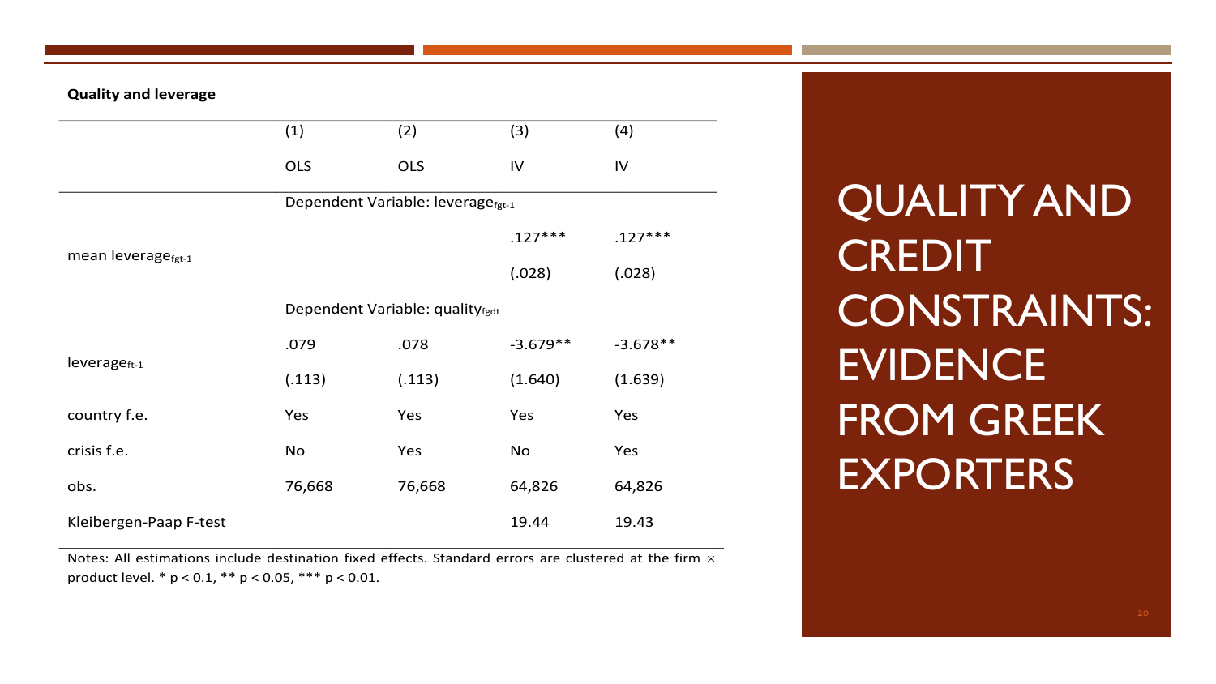# QUALITY AND CREDIT CONSTRAINTS: EVIDENCE FROM GREEK EXPORTERS

**Quality and leverage**

| | (1) | (2) | (3) | (4) |
|---|---|---|---|---|
| | OLS | OLS | IV | IV |
| | Dependent Variable: $leverage_{fgt-1}$ | | | |
| mean $leverage_{fgt-1}$ | | | .127*** | .127*** |
| | | | (.028) | (.028) |
| | Dependent Variable: $quality_{fgdt}$ | | | |
| $leverage_{ft-1}$ | .079 | .078 | -3.679** | -3.678** |
| | (.113) | (.113) | (1.640) | (1.639) |
| country f.e. | Yes | Yes | Yes | Yes |
| crisis f.e. | No | Yes | No | Yes |
| obs. | 76,668 | 76,668 | 64,826 | 64,826 |
| Kleibergen-Paap F-test | | | 19.44 | 19.43 |

Notes: All estimations include destination fixed effects. Standard errors are clustered at the firm × product level. * $p < 0.1$, ** $p < 0.05$, *** $p < 0.01$.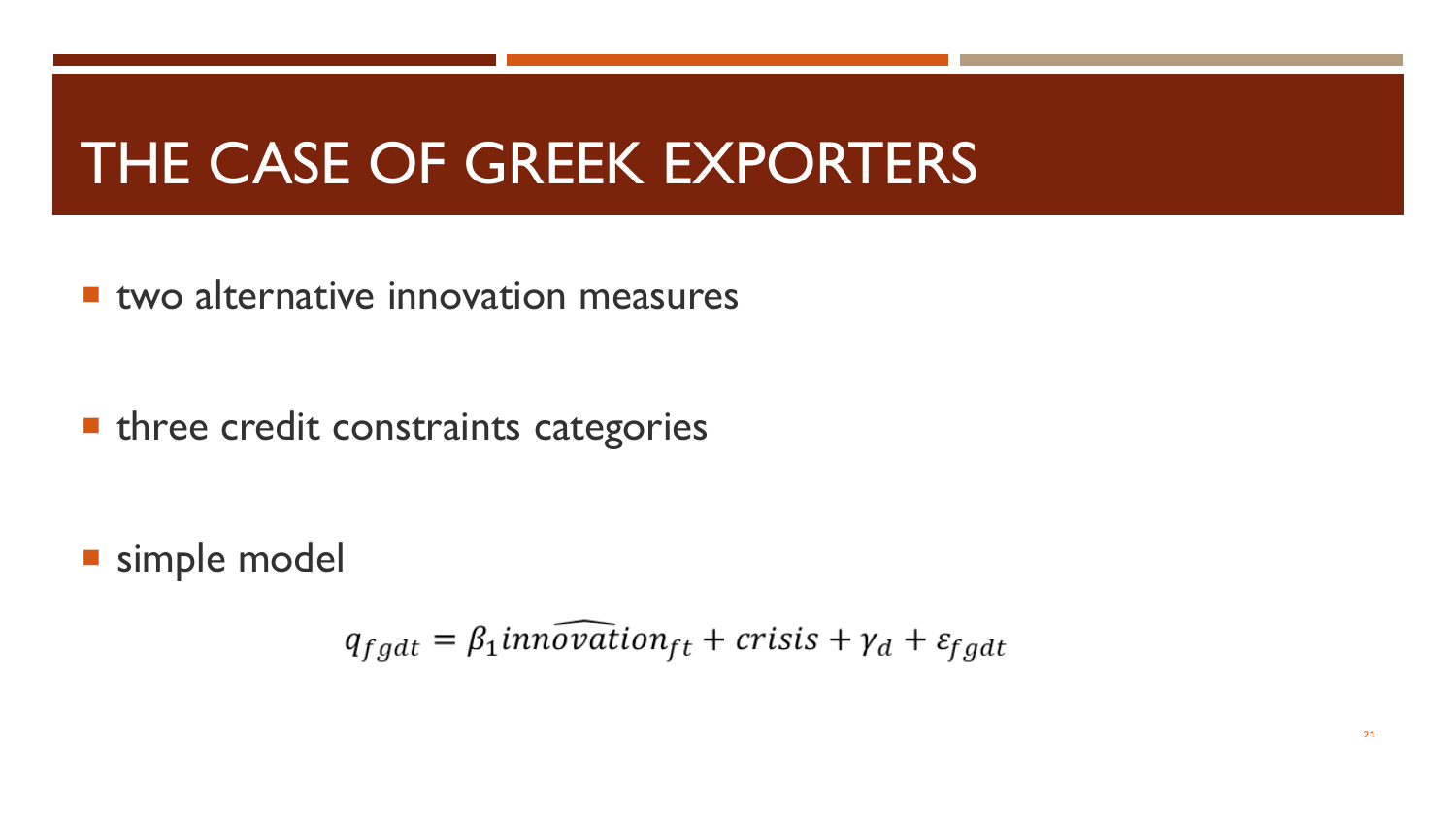# THE CASE OF GREEK EXPORTERS

- two alternative innovation measures
- three credit constraints categories
- simple model

$$q_{fgdt} = \beta_1 \widehat{innovation}_{ft} + crisis + \gamma_d + \varepsilon_{fgdt}$$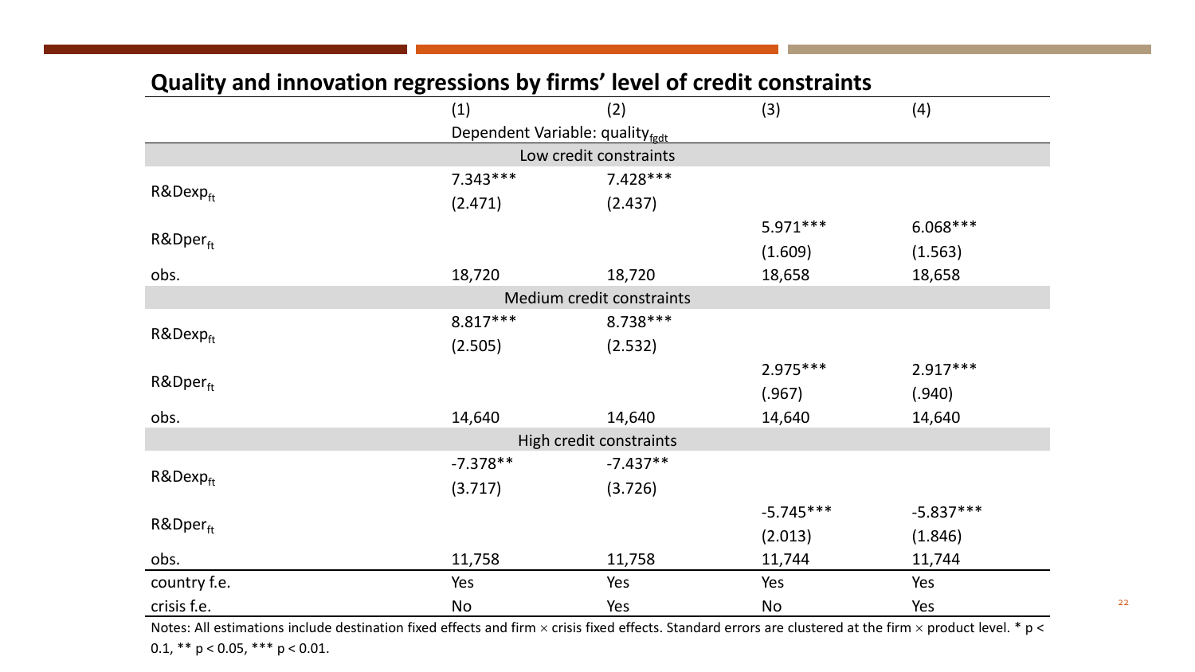## Quality and innovation regressions by firms' level of credit constraints

| | (1) | (2) | (3) | (4) |
|---|---|---|---|---|
| | Dependent Variable: $quality_{fgdt}$ | | | |
| **Low credit constraints** | | | | |
| $R\&Dexp_{ft}$ | 7.343*** | 7.428*** | | |
| | (2.471) | (2.437) | | |
| $R\&Dper_{ft}$ | | | 5.971*** | 6.068*** |
| | | | (1.609) | (1.563) |
| obs. | 18,720 | 18,720 | 18,658 | 18,658 |
| **Medium credit constraints** | | | | |
| $R\&Dexp_{ft}$ | 8.817*** | 8.738*** | | |
| | (2.505) | (2.532) | | |
| $R\&Dper_{ft}$ | | | 2.975*** | 2.917*** |
| | | | (.967) | (.940) |
| obs. | 14,640 | 14,640 | 14,640 | 14,640 |
| **High credit constraints** | | | | |
| $R\&Dexp_{ft}$ | -7.378** | -7.437** | | |
| | (3.717) | (3.726) | | |
| $R\&Dper_{ft}$ | | | -5.745*** | -5.837*** |
| | | | (2.013) | (1.846) |
| obs. | 11,758 | 11,758 | 11,744 | 11,744 |
| country f.e. | Yes | Yes | Yes | Yes |
| crisis f.e. | No | Yes | No | Yes |

Notes: All estimations include destination fixed effects and firm × crisis fixed effects. Standard errors are clustered at the firm × product level. * $p < 0.1$, ** $p < 0.05$, *** $p < 0.01$.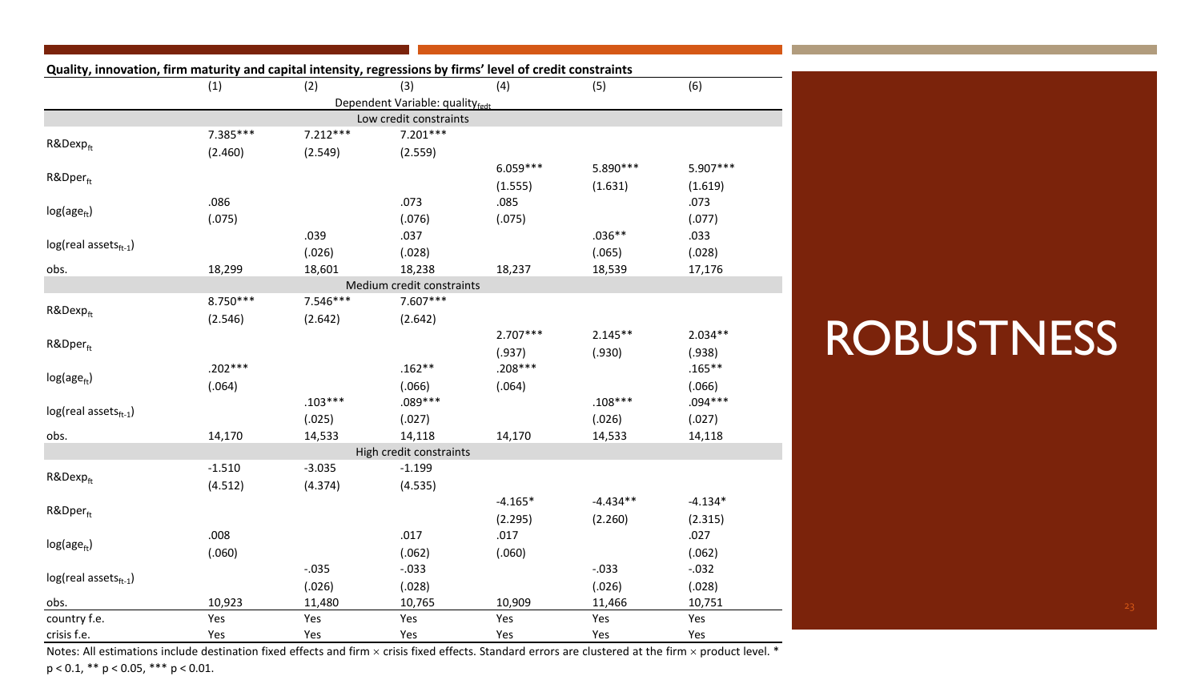# ROBUSTNESS

**Quality, innovation, firm maturity and capital intensity, regressions by firms' level of credit constraints**

| | (1) | (2) | (3) | (4) | (5) | (6) |
|---|---|---|---|---|---|---|
| | | | Dependent Variable: $quality_{fcdt}$ | | | |
| | | | Low credit constraints | | | |
| $R\&Dexp_{ft}$ | 7.385*** | 7.212*** | 7.201*** | | | |
| | (2.460) | (2.549) | (2.559) | | | |
| $R\&Dper_{ft}$ | | | | 6.059*** | 5.890*** | 5.907*** |
| | | | | (1.555) | (1.631) | (1.619) |
| $\log(age_{ft})$ | .086 | | .073 | .085 | | .073 |
| | (.075) | | (.076) | (.075) | | (.077) |
| $\log(real\ assets_{ft-1})$ | | .039 | .037 | | .036** | .033 |
| | | (.026) | (.028) | | (.065) | (.028) |
| obs. | 18,299 | 18,601 | 18,238 | 18,237 | 18,539 | 17,176 |
| | | | Medium credit constraints | | | |
| $R\&Dexp_{ft}$ | 8.750*** | 7.546*** | 7.607*** | | | |
| | (2.546) | (2.642) | (2.642) | | | |
| $R\&Dper_{ft}$ | | | | 2.707*** | 2.145** | 2.034** |
| | | | | (.937) | (.930) | (.938) |
| $\log(age_{ft})$ | .202*** | | .162** | .208*** | | .165** |
| | (.064) | | (.066) | (.064) | | (.066) |
| $\log(real\ assets_{ft-1})$ | | .103*** | .089*** | | .108*** | .094*** |
| | | (.025) | (.027) | | (.026) | (.027) |
| obs. | 14,170 | 14,533 | 14,118 | 14,170 | 14,533 | 14,118 |
| | | | High credit constraints | | | |
| $R\&Dexp_{ft}$ | -1.510 | -3.035 | -1.199 | | | |
| | (4.512) | (4.374) | (4.535) | | | |
| $R\&Dper_{ft}$ | | | | -4.165* | -4.434** | -4.134* |
| | | | | (2.295) | (2.260) | (2.315) |
| $\log(age_{ft})$ | .008 | | .017 | .017 | | .027 |
| | (.060) | | (.062) | (.060) | | (.062) |
| $\log(real\ assets_{ft-1})$ | | -.035 | -.033 | | -.033 | -.032 |
| | | (.026) | (.028) | | (.026) | (.028) |
| obs. | 10,923 | 11,480 | 10,765 | 10,909 | 11,466 | 10,751 |
| country f.e. | Yes | Yes | Yes | Yes | Yes | Yes |
| crisis f.e. | Yes | Yes | Yes | Yes | Yes | Yes |

Notes: All estimations include destination fixed effects and firm × crisis fixed effects. Standard errors are clustered at the firm × product level. * $p < 0.1$, ** $p < 0.05$, *** $p < 0.01$.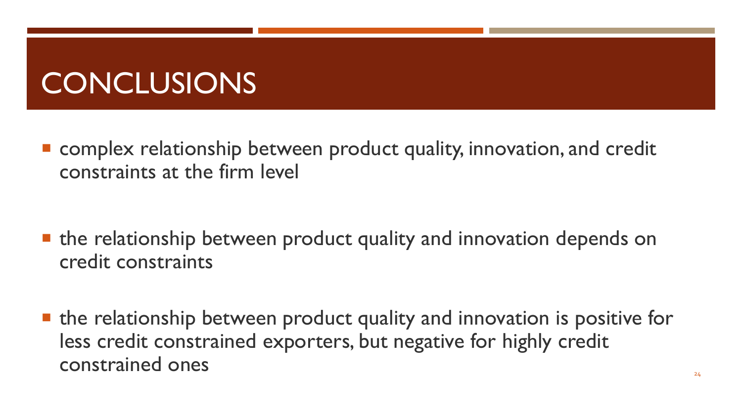# CONCLUSIONS

- complex relationship between product quality, innovation, and credit constraints at the firm level
- the relationship between product quality and innovation depends on credit constraints
- the relationship between product quality and innovation is positive for less credit constrained exporters, but negative for highly credit constrained ones